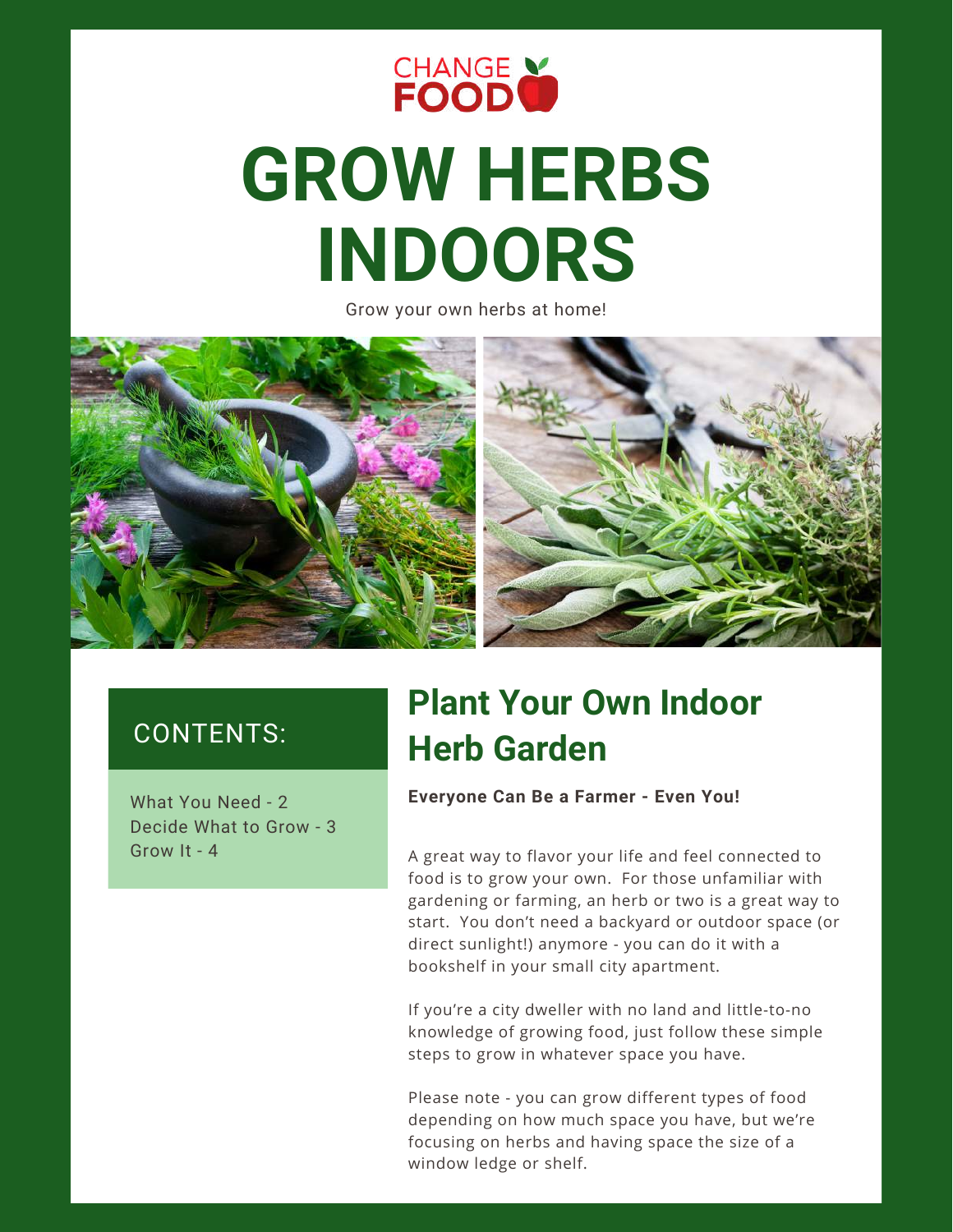CHANGE FOOD

# GROW HERBS INDOORS

Grow your own herbs at home!

## CONTENTS:

What You Need - 2
Decide What to Grow - 3
Grow It - 4

## Plant Your Own Indoor Herb Garden

**Everyone Can Be a Farmer - Even You!**

A great way to flavor your life and feel connected to food is to grow your own. For those unfamiliar with gardening or farming, an herb or two is a great way to start. You don't need a backyard or outdoor space (or direct sunlight!) anymore - you can do it with a bookshelf in your small city apartment.

If you're a city dweller with no land and little-to-no knowledge of growing food, just follow these simple steps to grow in whatever space you have.

Please note - you can grow different types of food depending on how much space you have, but we're focusing on herbs and having space the size of a window ledge or shelf.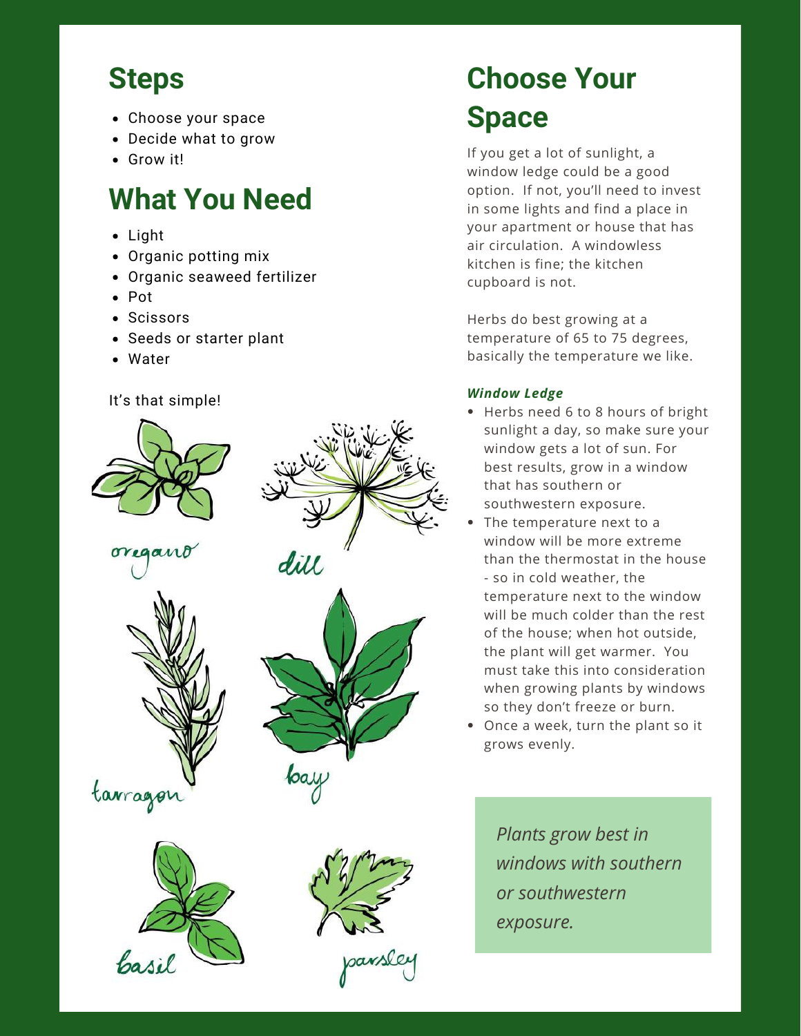## Steps

- Choose your space
- Decide what to grow
- Grow it!

## What You Need

- Light
- Organic potting mix
- Organic seaweed fertilizer
- Pot
- Scissors
- Seeds or starter plant
- Water

It's that simple!

oregano

dill

tarragon

bay

basil

parsley

## Choose Your Space

If you get a lot of sunlight, a window ledge could be a good option. If not, you'll need to invest in some lights and find a place in your apartment or house that has air circulation. A windowless kitchen is fine; the kitchen cupboard is not.

Herbs do best growing at a temperature of 65 to 75 degrees, basically the temperature we like.

***Window Ledge***

- Herbs need 6 to 8 hours of bright sunlight a day, so make sure your window gets a lot of sun. For best results, grow in a window that has southern or southwestern exposure.
- The temperature next to a window will be more extreme than the thermostat in the house - so in cold weather, the temperature next to the window will be much colder than the rest of the house; when hot outside, the plant will get warmer. You must take this into consideration when growing plants by windows so they don't freeze or burn.
- Once a week, turn the plant so it grows evenly.

*Plants grow best in windows with southern or southwestern exposure.*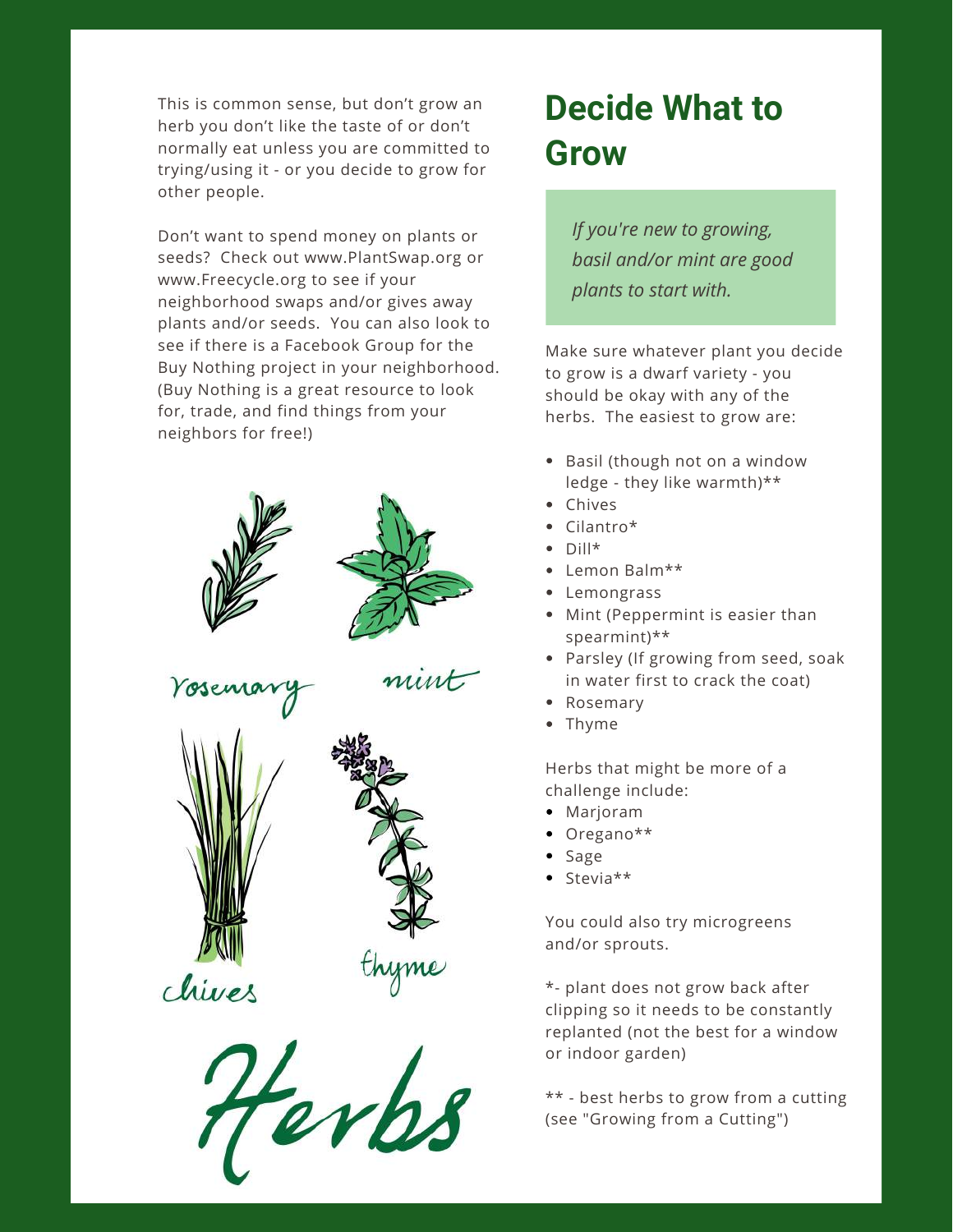## Decide What to Grow

*If you're new to growing, basil and/or mint are good plants to start with.*

This is common sense, but don't grow an herb you don't like the taste of or don't normally eat unless you are committed to trying/using it - or you decide to grow for other people.

Don't want to spend money on plants or seeds? Check out www.PlantSwap.org or www.Freecycle.org to see if your neighborhood swaps and/or gives away plants and/or seeds. You can also look to see if there is a Facebook Group for the Buy Nothing project in your neighborhood. (Buy Nothing is a great resource to look for, trade, and find things from your neighbors for free!)

Make sure whatever plant you decide to grow is a dwarf variety - you should be okay with any of the herbs. The easiest to grow are:

- Basil (though not on a window ledge - they like warmth)**
- Chives
- Cilantro*
- Dill*
- Lemon Balm**
- Lemongrass
- Mint (Peppermint is easier than spearmint)**
- Parsley (If growing from seed, soak in water first to crack the coat)
- Rosemary
- Thyme

Herbs that might be more of a challenge include:

- Marjoram
- Oregano**
- Sage
- Stevia**

You could also try microgreens and/or sprouts.

*- plant does not grow back after clipping so it needs to be constantly replanted (not the best for a window or indoor garden)

** - best herbs to grow from a cutting (see "Growing from a Cutting")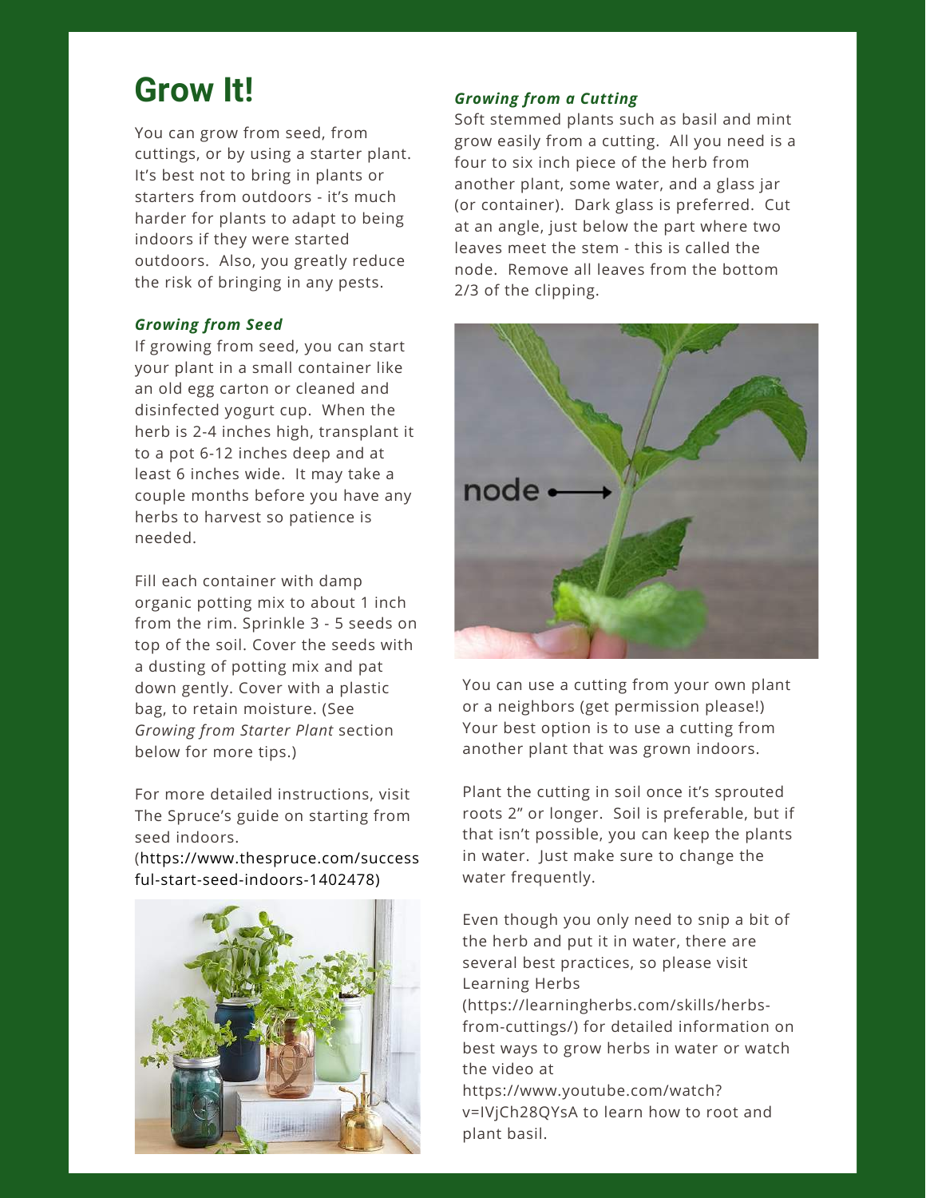# Grow It!

You can grow from seed, from cuttings, or by using a starter plant. It's best not to bring in plants or starters from outdoors - it's much harder for plants to adapt to being indoors if they were started outdoors. Also, you greatly reduce the risk of bringing in any pests.

***Growing from Seed***

If growing from seed, you can start your plant in a small container like an old egg carton or cleaned and disinfected yogurt cup. When the herb is 2-4 inches high, transplant it to a pot 6-12 inches deep and at least 6 inches wide. It may take a couple months before you have any herbs to harvest so patience is needed.

Fill each container with damp organic potting mix to about 1 inch from the rim. Sprinkle 3 - 5 seeds on top of the soil. Cover the seeds with a dusting of potting mix and pat down gently. Cover with a plastic bag, to retain moisture. (See *Growing from Starter Plant* section below for more tips.)

For more detailed instructions, visit The Spruce's guide on starting from seed indoors. (https://www.thespruce.com/successful-start-seed-indoors-1402478)

***Growing from a Cutting***

Soft stemmed plants such as basil and mint grow easily from a cutting. All you need is a four to six inch piece of the herb from another plant, some water, and a glass jar (or container). Dark glass is preferred. Cut at an angle, just below the part where two leaves meet the stem - this is called the node. Remove all leaves from the bottom 2/3 of the clipping.

You can use a cutting from your own plant or a neighbors (get permission please!) Your best option is to use a cutting from another plant that was grown indoors.

Plant the cutting in soil once it's sprouted roots 2" or longer. Soil is preferable, but if that isn't possible, you can keep the plants in water. Just make sure to change the water frequently.

Even though you only need to snip a bit of the herb and put it in water, there are several best practices, so please visit Learning Herbs (https://learningherbs.com/skills/herbs-from-cuttings/) for detailed information on best ways to grow herbs in water or watch the video at https://www.youtube.com/watch?v=IVjCh28QYsA to learn how to root and plant basil.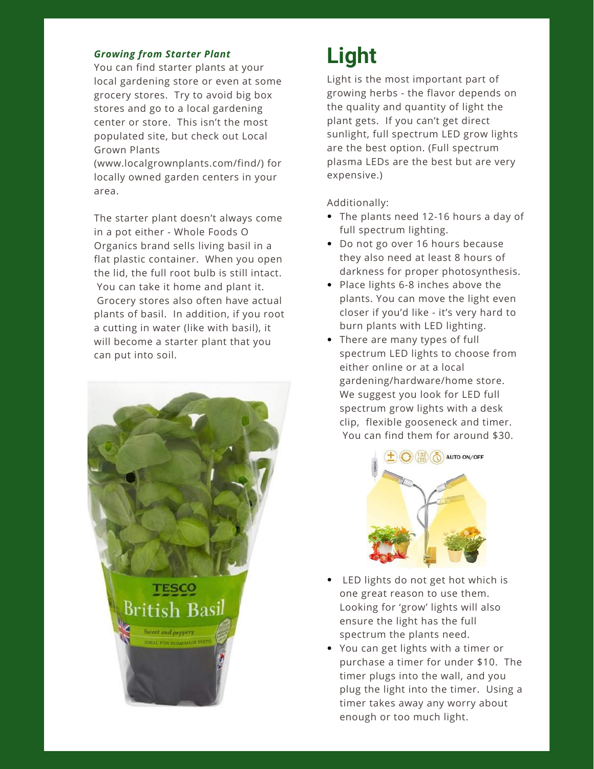***Growing from Starter Plant***

You can find starter plants at your local gardening store or even at some grocery stores. Try to avoid big box stores and go to a local gardening center or store. This isn't the most populated site, but check out Local Grown Plants (www.localgrownplants.com/find/) for locally owned garden centers in your area.

The starter plant doesn't always come in a pot either - Whole Foods O Organics brand sells living basil in a flat plastic container. When you open the lid, the full root bulb is still intact. You can take it home and plant it. Grocery stores also often have actual plants of basil. In addition, if you root a cutting in water (like with basil), it will become a starter plant that you can put into soil.

# Light

Light is the most important part of growing herbs - the flavor depends on the quality and quantity of light the plant gets. If you can't get direct sunlight, full spectrum LED grow lights are the best option. (Full spectrum plasma LEDs are the best but are very expensive.)

Additionally:

- The plants need 12-16 hours a day of full spectrum lighting.
- Do not go over 16 hours because they also need at least 8 hours of darkness for proper photosynthesis.
- Place lights 6-8 inches above the plants. You can move the light even closer if you'd like - it's very hard to burn plants with LED lighting.
- There are many types of full spectrum LED lights to choose from either online or at a local gardening/hardware/home store. We suggest you look for LED full spectrum grow lights with a desk clip, flexible gooseneck and timer. You can find them for around $30.
- LED lights do not get hot which is one great reason to use them. Looking for 'grow' lights will also ensure the light has the full spectrum the plants need.
- You can get lights with a timer or purchase a timer for under $10. The timer plugs into the wall, and you plug the light into the timer. Using a timer takes away any worry about enough or too much light.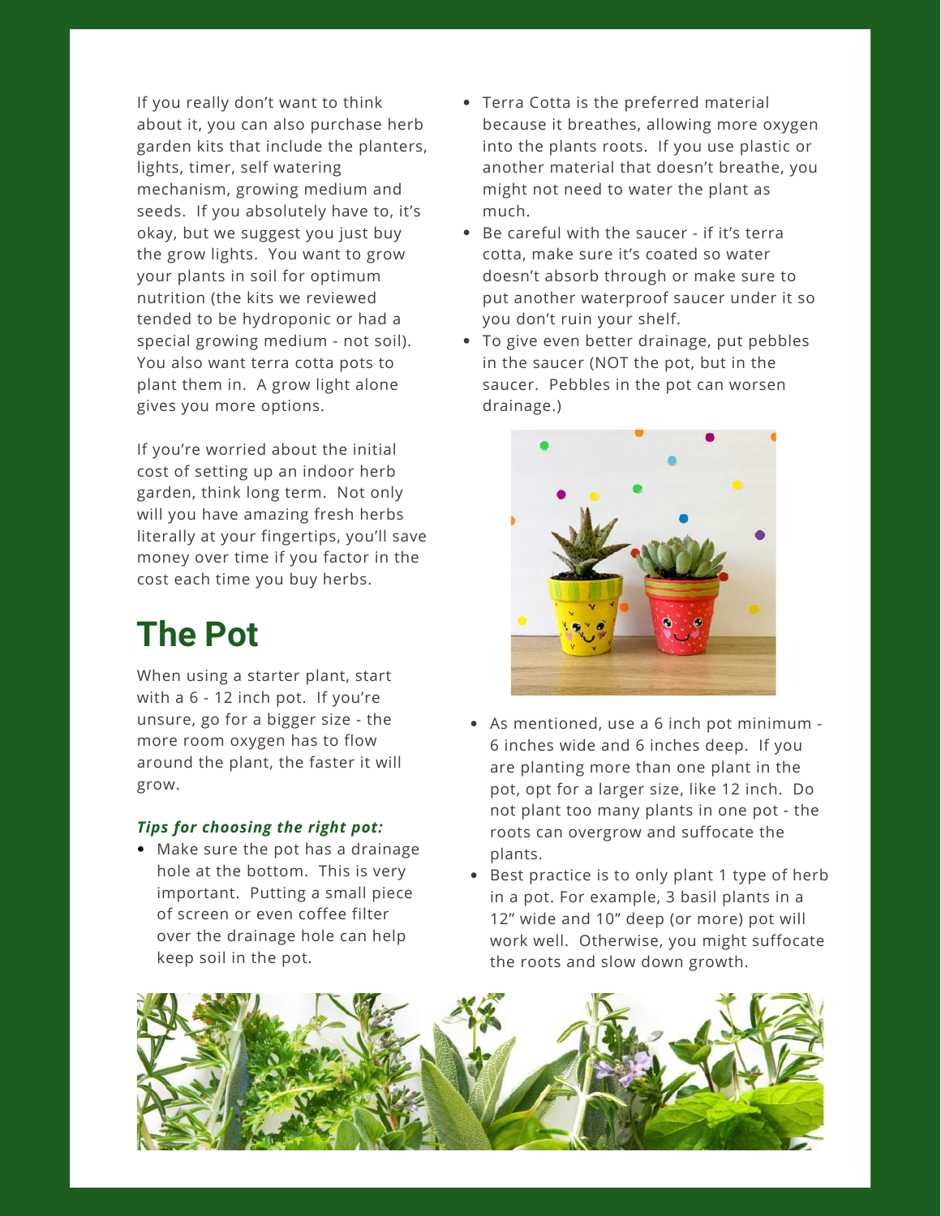If you really don't want to think about it, you can also purchase herb garden kits that include the planters, lights, timer, self watering mechanism, growing medium and seeds. If you absolutely have to, it's okay, but we suggest you just buy the grow lights. You want to grow your plants in soil for optimum nutrition (the kits we reviewed tended to be hydroponic or had a special growing medium - not soil). You also want terra cotta pots to plant them in. A grow light alone gives you more options.

If you're worried about the initial cost of setting up an indoor herb garden, think long term. Not only will you have amazing fresh herbs literally at your fingertips, you'll save money over time if you factor in the cost each time you buy herbs.

# The Pot

When using a starter plant, start with a 6 - 12 inch pot. If you're unsure, go for a bigger size - the more room oxygen has to flow around the plant, the faster it will grow.

***Tips for choosing the right pot:***

- Make sure the pot has a drainage hole at the bottom. This is very important. Putting a small piece of screen or even coffee filter over the drainage hole can help keep soil in the pot.
- Terra Cotta is the preferred material because it breathes, allowing more oxygen into the plants roots. If you use plastic or another material that doesn't breathe, you might not need to water the plant as much.
- Be careful with the saucer - if it's terra cotta, make sure it's coated so water doesn't absorb through or make sure to put another waterproof saucer under it so you don't ruin your shelf.
- To give even better drainage, put pebbles in the saucer (NOT the pot, but in the saucer. Pebbles in the pot can worsen drainage.)
- As mentioned, use a 6 inch pot minimum - 6 inches wide and 6 inches deep. If you are planting more than one plant in the pot, opt for a larger size, like 12 inch. Do not plant too many plants in one pot - the roots can overgrow and suffocate the plants.
- Best practice is to only plant 1 type of herb in a pot. For example, 3 basil plants in a 12" wide and 10" deep (or more) pot will work well. Otherwise, you might suffocate the roots and slow down growth.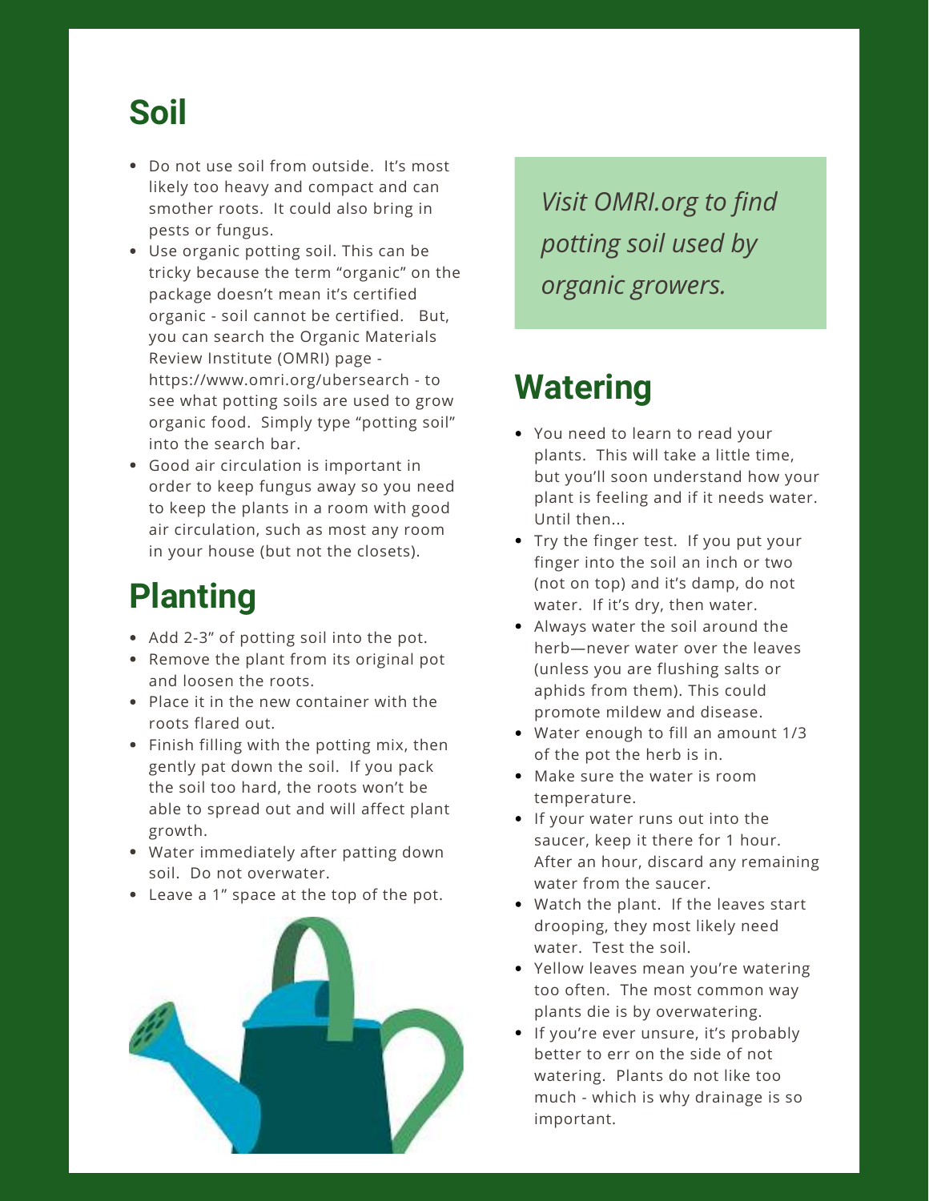## Soil

- Do not use soil from outside. It's most likely too heavy and compact and can smother roots. It could also bring in pests or fungus.
- Use organic potting soil. This can be tricky because the term "organic" on the package doesn't mean it's certified organic - soil cannot be certified. But, you can search the Organic Materials Review Institute (OMRI) page - https://www.omri.org/ubersearch - to see what potting soils are used to grow organic food. Simply type "potting soil" into the search bar.
- Good air circulation is important in order to keep fungus away so you need to keep the plants in a room with good air circulation, such as most any room in your house (but not the closets).

*Visit OMRI.org to find potting soil used by organic growers.*

## Planting

- Add 2-3" of potting soil into the pot.
- Remove the plant from its original pot and loosen the roots.
- Place it in the new container with the roots flared out.
- Finish filling with the potting mix, then gently pat down the soil. If you pack the soil too hard, the roots won't be able to spread out and will affect plant growth.
- Water immediately after patting down soil. Do not overwater.
- Leave a 1" space at the top of the pot.

## Watering

- You need to learn to read your plants. This will take a little time, but you'll soon understand how your plant is feeling and if it needs water. Until then...
- Try the finger test. If you put your finger into the soil an inch or two (not on top) and it's damp, do not water. If it's dry, then water.
- Always water the soil around the herb—never water over the leaves (unless you are flushing salts or aphids from them). This could promote mildew and disease.
- Water enough to fill an amount 1/3 of the pot the herb is in.
- Make sure the water is room temperature.
- If your water runs out into the saucer, keep it there for 1 hour. After an hour, discard any remaining water from the saucer.
- Watch the plant. If the leaves start drooping, they most likely need water. Test the soil.
- Yellow leaves mean you're watering too often. The most common way plants die is by overwatering.
- If you're ever unsure, it's probably better to err on the side of not watering. Plants do not like too much - which is why drainage is so important.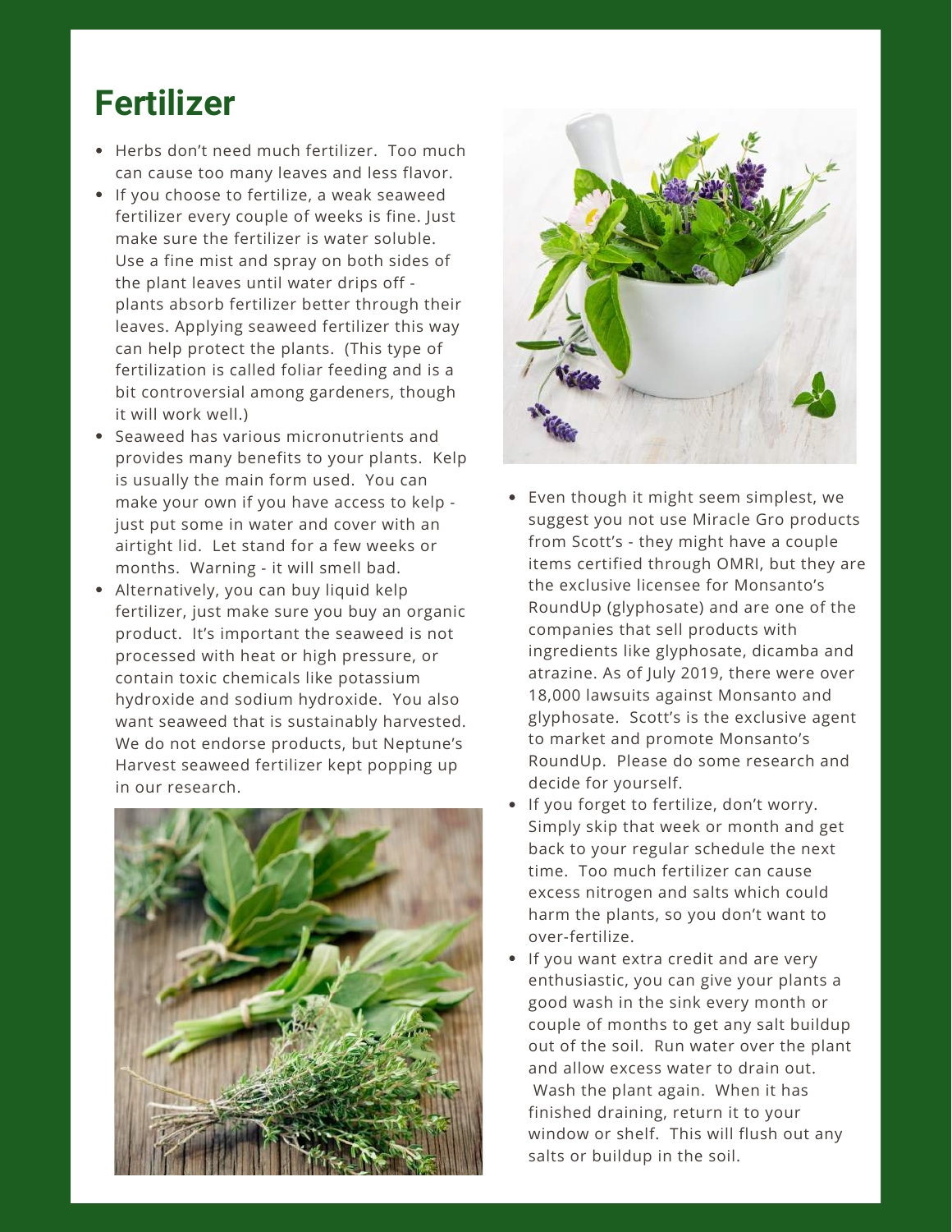# Fertilizer

- Herbs don't need much fertilizer. Too much can cause too many leaves and less flavor.
- If you choose to fertilize, a weak seaweed fertilizer every couple of weeks is fine. Just make sure the fertilizer is water soluble. Use a fine mist and spray on both sides of the plant leaves until water drips off - plants absorb fertilizer better through their leaves. Applying seaweed fertilizer this way can help protect the plants. (This type of fertilization is called foliar feeding and is a bit controversial among gardeners, though it will work well.)
- Seaweed has various micronutrients and provides many benefits to your plants. Kelp is usually the main form used. You can make your own if you have access to kelp - just put some in water and cover with an airtight lid. Let stand for a few weeks or months. Warning - it will smell bad.
- Alternatively, you can buy liquid kelp fertilizer, just make sure you buy an organic product. It's important the seaweed is not processed with heat or high pressure, or contain toxic chemicals like potassium hydroxide and sodium hydroxide. You also want seaweed that is sustainably harvested. We do not endorse products, but Neptune's Harvest seaweed fertilizer kept popping up in our research.
- Even though it might seem simplest, we suggest you not use Miracle Gro products from Scott's - they might have a couple items certified through OMRI, but they are the exclusive licensee for Monsanto's RoundUp (glyphosate) and are one of the companies that sell products with ingredients like glyphosate, dicamba and atrazine. As of July 2019, there were over 18,000 lawsuits against Monsanto and glyphosate. Scott's is the exclusive agent to market and promote Monsanto's RoundUp. Please do some research and decide for yourself.
- If you forget to fertilize, don't worry. Simply skip that week or month and get back to your regular schedule the next time. Too much fertilizer can cause excess nitrogen and salts which could harm the plants, so you don't want to over-fertilize.
- If you want extra credit and are very enthusiastic, you can give your plants a good wash in the sink every month or couple of months to get any salt buildup out of the soil. Run water over the plant and allow excess water to drain out. Wash the plant again. When it has finished draining, return it to your window or shelf. This will flush out any salts or buildup in the soil.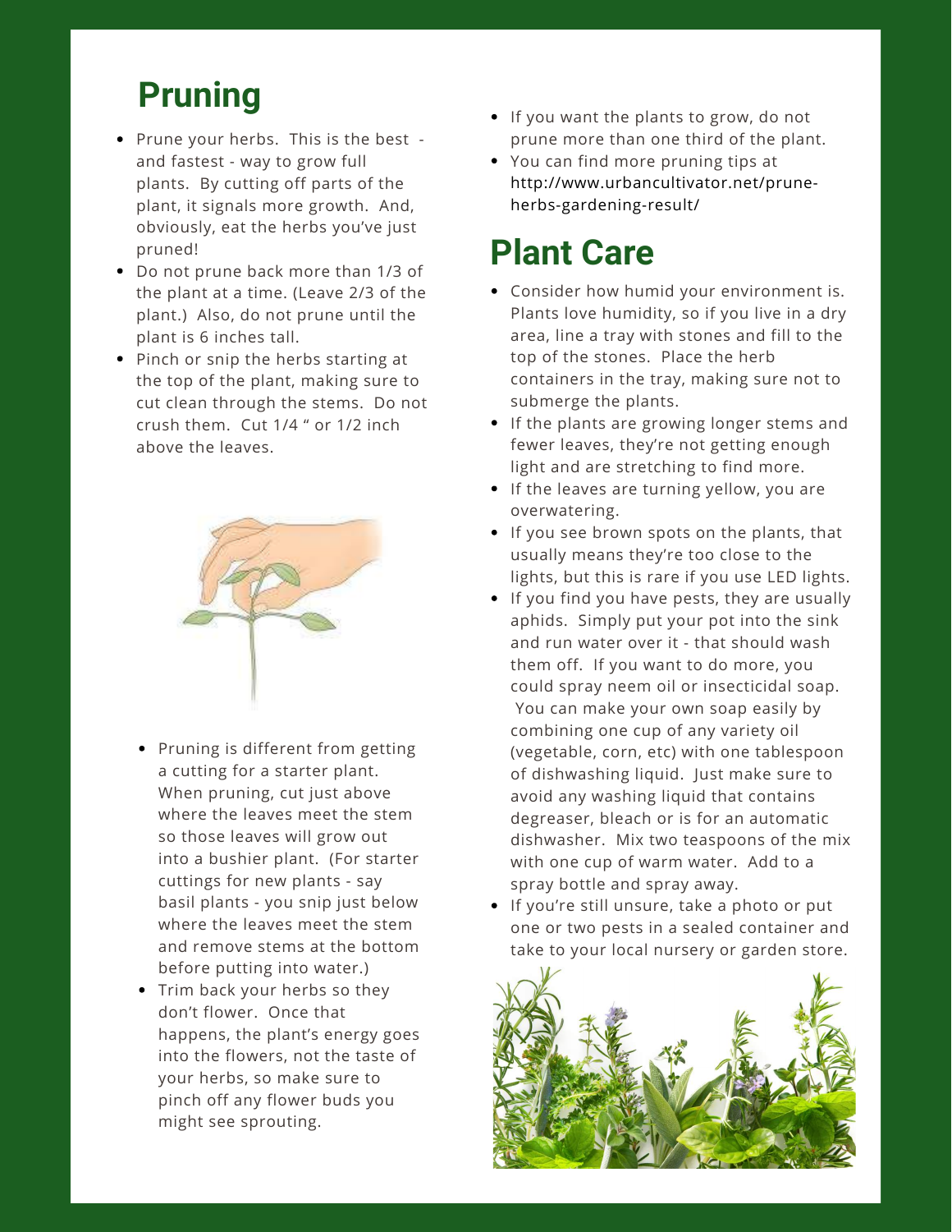## Pruning

- Prune your herbs. This is the best - and fastest - way to grow full plants. By cutting off parts of the plant, it signals more growth. And, obviously, eat the herbs you've just pruned!
- Do not prune back more than 1/3 of the plant at a time. (Leave 2/3 of the plant.) Also, do not prune until the plant is 6 inches tall.
- Pinch or snip the herbs starting at the top of the plant, making sure to cut clean through the stems. Do not crush them. Cut 1/4 " or 1/2 inch above the leaves.
- Pruning is different from getting a cutting for a starter plant. When pruning, cut just above where the leaves meet the stem so those leaves will grow out into a bushier plant. (For starter cuttings for new plants - say basil plants - you snip just below where the leaves meet the stem and remove stems at the bottom before putting into water.)
- Trim back your herbs so they don't flower. Once that happens, the plant's energy goes into the flowers, not the taste of your herbs, so make sure to pinch off any flower buds you might see sprouting.
- If you want the plants to grow, do not prune more than one third of the plant.
- You can find more pruning tips at http://www.urbancultivator.net/prune-herbs-gardening-result/

## Plant Care

- Consider how humid your environment is. Plants love humidity, so if you live in a dry area, line a tray with stones and fill to the top of the stones. Place the herb containers in the tray, making sure not to submerge the plants.
- If the plants are growing longer stems and fewer leaves, they're not getting enough light and are stretching to find more.
- If the leaves are turning yellow, you are overwatering.
- If you see brown spots on the plants, that usually means they're too close to the lights, but this is rare if you use LED lights.
- If you find you have pests, they are usually aphids. Simply put your pot into the sink and run water over it - that should wash them off. If you want to do more, you could spray neem oil or insecticidal soap. You can make your own soap easily by combining one cup of any variety oil (vegetable, corn, etc) with one tablespoon of dishwashing liquid. Just make sure to avoid any washing liquid that contains degreaser, bleach or is for an automatic dishwasher. Mix two teaspoons of the mix with one cup of warm water. Add to a spray bottle and spray away.
- If you're still unsure, take a photo or put one or two pests in a sealed container and take to your local nursery or garden store.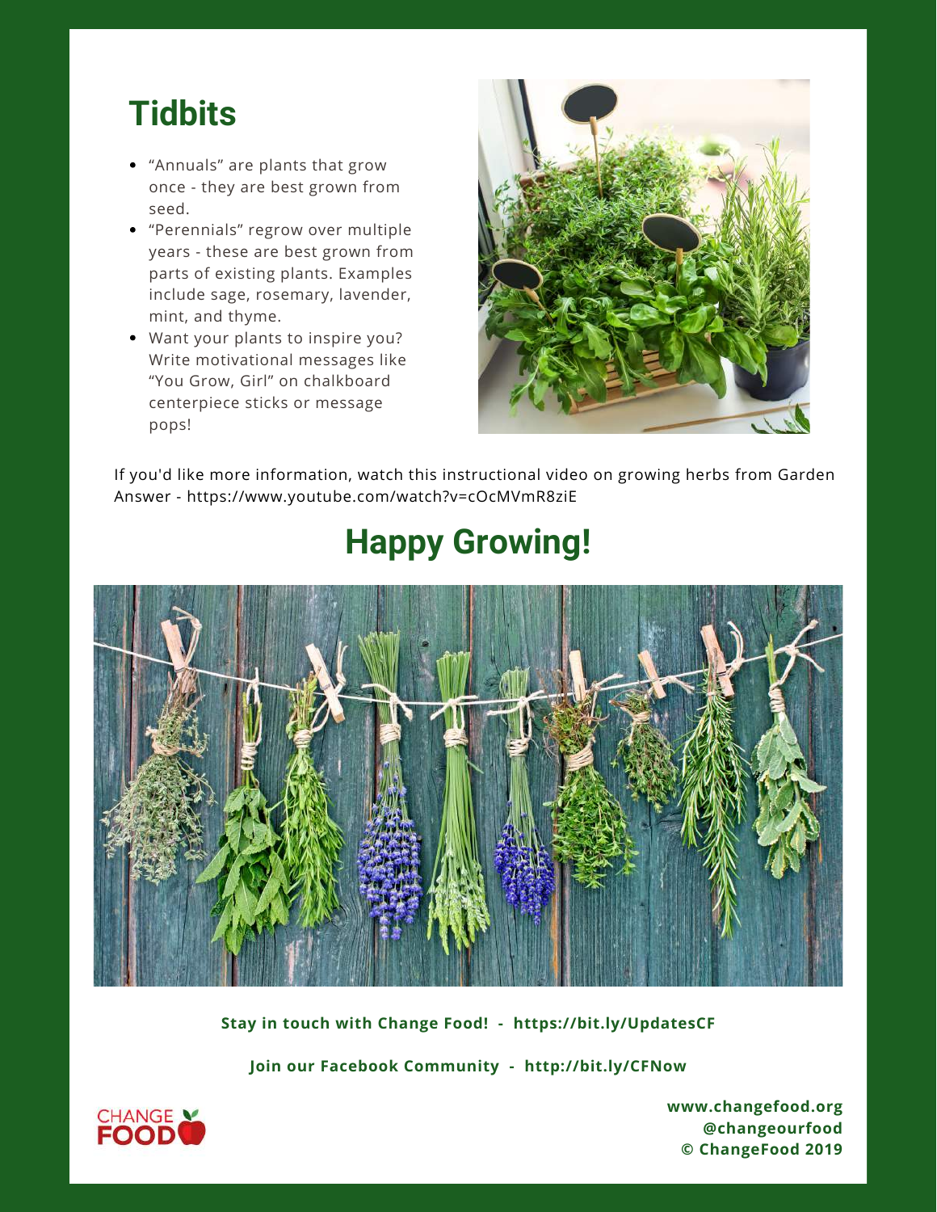## Tidbits

- "Annuals" are plants that grow once - they are best grown from seed.
- "Perennials" regrow over multiple years - these are best grown from parts of existing plants. Examples include sage, rosemary, lavender, mint, and thyme.
- Want your plants to inspire you? Write motivational messages like "You Grow, Girl" on chalkboard centerpiece sticks or message pops!

If you'd like more information, watch this instructional video on growing herbs from Garden Answer - https://www.youtube.com/watch?v=cOcMVmR8ziE

## Happy Growing!

**Stay in touch with Change Food! - https://bit.ly/UpdatesCF**

**Join our Facebook Community - http://bit.ly/CFNow**

CHANGE FOOD

**www.changefood.org**
**@changeourfood**
**© ChangeFood 2019**